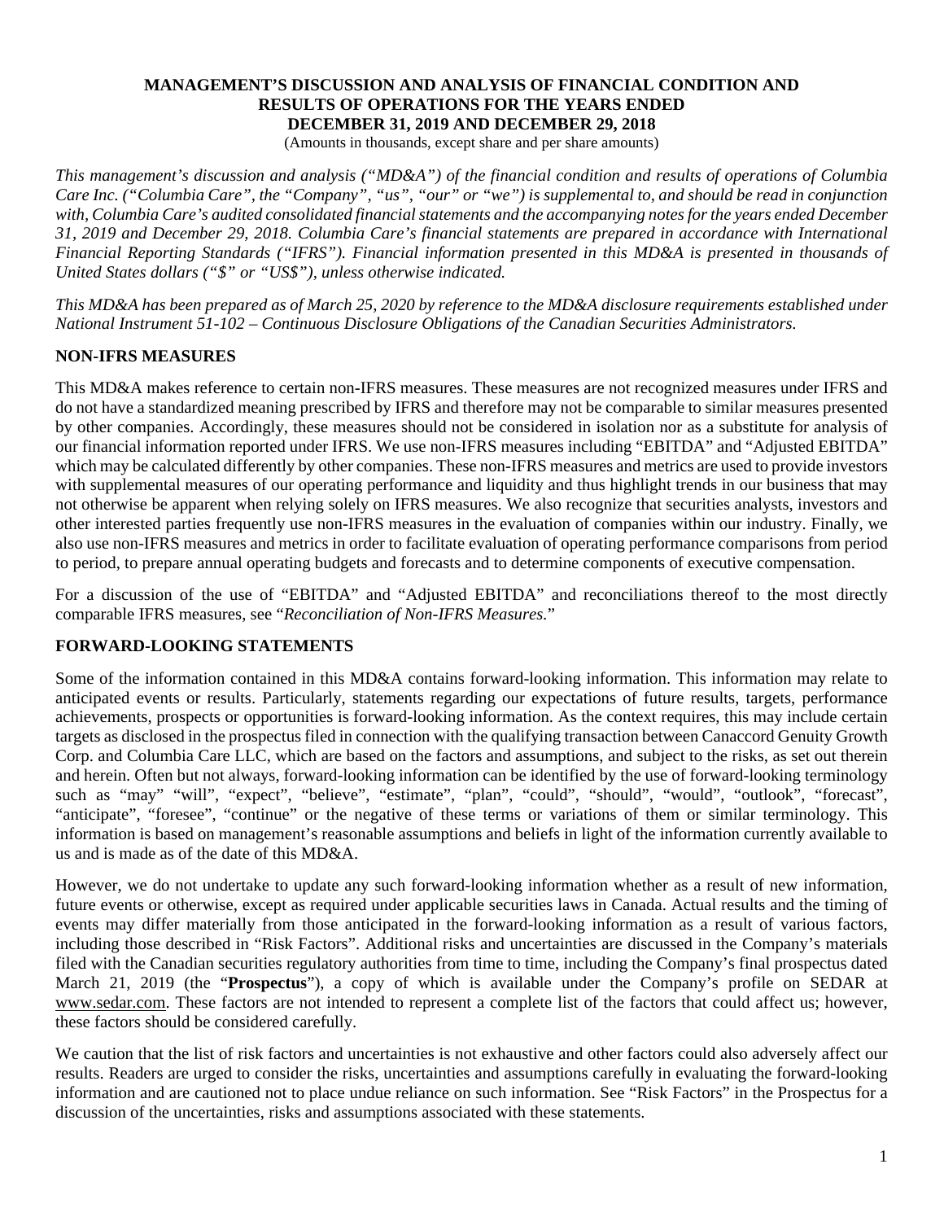# MANAGEMENT'S DISCUSSION AND ANALYSIS OF FINANCIAL CONDITION AND RESULTS OF OPERATIONS FOR THE YEARS ENDED DECEMBER 31, 2019 AND DECEMBER 29, 2018

(Amounts in thousands, except share and per share amounts)

*This management's discussion and analysis ("MD&A") of the financial condition and results of operations of Columbia Care Inc. ("Columbia Care", the "Company", "us", "our" or "we") is supplemental to, and should be read in conjunction with, Columbia Care's audited consolidated financial statements and the accompanying notes for the years ended December 31, 2019 and December 29, 2018. Columbia Care's financial statements are prepared in accordance with International Financial Reporting Standards ("IFRS"). Financial information presented in this MD&A is presented in thousands of United States dollars ("$" or "US$"), unless otherwise indicated.*

*This MD&A has been prepared as of March 25, 2020 by reference to the MD&A disclosure requirements established under National Instrument 51-102 – Continuous Disclosure Obligations of the Canadian Securities Administrators.*

## NON-IFRS MEASURES

This MD&A makes reference to certain non-IFRS measures. These measures are not recognized measures under IFRS and do not have a standardized meaning prescribed by IFRS and therefore may not be comparable to similar measures presented by other companies. Accordingly, these measures should not be considered in isolation nor as a substitute for analysis of our financial information reported under IFRS. We use non-IFRS measures including "EBITDA" and "Adjusted EBITDA" which may be calculated differently by other companies. These non-IFRS measures and metrics are used to provide investors with supplemental measures of our operating performance and liquidity and thus highlight trends in our business that may not otherwise be apparent when relying solely on IFRS measures. We also recognize that securities analysts, investors and other interested parties frequently use non-IFRS measures in the evaluation of companies within our industry. Finally, we also use non-IFRS measures and metrics in order to facilitate evaluation of operating performance comparisons from period to period, to prepare annual operating budgets and forecasts and to determine components of executive compensation.

For a discussion of the use of "EBITDA" and "Adjusted EBITDA" and reconciliations thereof to the most directly comparable IFRS measures, see "*Reconciliation of Non-IFRS Measures.*"

## FORWARD-LOOKING STATEMENTS

Some of the information contained in this MD&A contains forward-looking information. This information may relate to anticipated events or results. Particularly, statements regarding our expectations of future results, targets, performance achievements, prospects or opportunities is forward-looking information. As the context requires, this may include certain targets as disclosed in the prospectus filed in connection with the qualifying transaction between Canaccord Genuity Growth Corp. and Columbia Care LLC, which are based on the factors and assumptions, and subject to the risks, as set out therein and herein. Often but not always, forward-looking information can be identified by the use of forward-looking terminology such as "may" "will", "expect", "believe", "estimate", "plan", "could", "should", "would", "outlook", "forecast", "anticipate", "foresee", "continue" or the negative of these terms or variations of them or similar terminology. This information is based on management's reasonable assumptions and beliefs in light of the information currently available to us and is made as of the date of this MD&A.

However, we do not undertake to update any such forward-looking information whether as a result of new information, future events or otherwise, except as required under applicable securities laws in Canada. Actual results and the timing of events may differ materially from those anticipated in the forward-looking information as a result of various factors, including those described in "Risk Factors". Additional risks and uncertainties are discussed in the Company's materials filed with the Canadian securities regulatory authorities from time to time, including the Company's final prospectus dated March 21, 2019 (the "**Prospectus**"), a copy of which is available under the Company's profile on SEDAR at www.sedar.com. These factors are not intended to represent a complete list of the factors that could affect us; however, these factors should be considered carefully.

We caution that the list of risk factors and uncertainties is not exhaustive and other factors could also adversely affect our results. Readers are urged to consider the risks, uncertainties and assumptions carefully in evaluating the forward-looking information and are cautioned not to place undue reliance on such information. See "Risk Factors" in the Prospectus for a discussion of the uncertainties, risks and assumptions associated with these statements.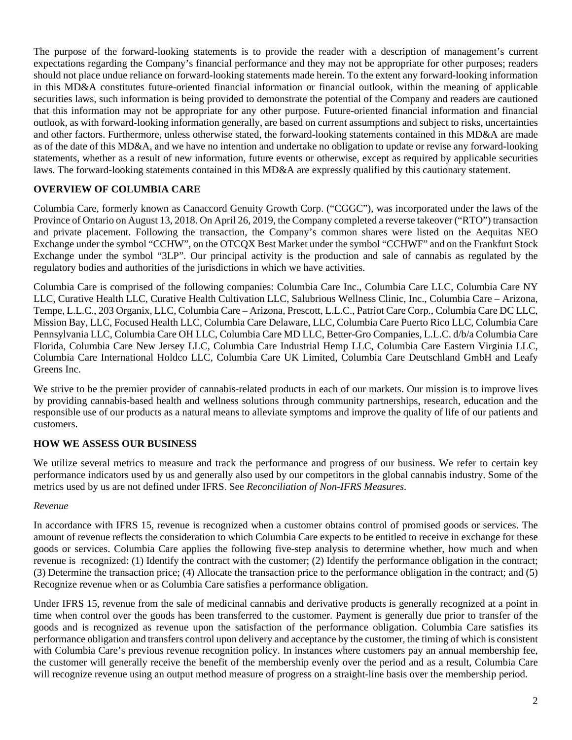The purpose of the forward-looking statements is to provide the reader with a description of management's current expectations regarding the Company's financial performance and they may not be appropriate for other purposes; readers should not place undue reliance on forward-looking statements made herein. To the extent any forward-looking information in this MD&A constitutes future-oriented financial information or financial outlook, within the meaning of applicable securities laws, such information is being provided to demonstrate the potential of the Company and readers are cautioned that this information may not be appropriate for any other purpose. Future-oriented financial information and financial outlook, as with forward-looking information generally, are based on current assumptions and subject to risks, uncertainties and other factors. Furthermore, unless otherwise stated, the forward-looking statements contained in this MD&A are made as of the date of this MD&A, and we have no intention and undertake no obligation to update or revise any forward-looking statements, whether as a result of new information, future events or otherwise, except as required by applicable securities laws. The forward-looking statements contained in this MD&A are expressly qualified by this cautionary statement.

## OVERVIEW OF COLUMBIA CARE

Columbia Care, formerly known as Canaccord Genuity Growth Corp. ("CGGC"), was incorporated under the laws of the Province of Ontario on August 13, 2018. On April 26, 2019, the Company completed a reverse takeover ("RTO") transaction and private placement. Following the transaction, the Company's common shares were listed on the Aequitas NEO Exchange under the symbol "CCHW", on the OTCQX Best Market under the symbol "CCHWF" and on the Frankfurt Stock Exchange under the symbol "3LP". Our principal activity is the production and sale of cannabis as regulated by the regulatory bodies and authorities of the jurisdictions in which we have activities.

Columbia Care is comprised of the following companies: Columbia Care Inc., Columbia Care LLC, Columbia Care NY LLC, Curative Health LLC, Curative Health Cultivation LLC, Salubrious Wellness Clinic, Inc., Columbia Care – Arizona, Tempe, L.L.C., 203 Organix, LLC, Columbia Care – Arizona, Prescott, L.L.C., Patriot Care Corp., Columbia Care DC LLC, Mission Bay, LLC, Focused Health LLC, Columbia Care Delaware, LLC, Columbia Care Puerto Rico LLC, Columbia Care Pennsylvania LLC, Columbia Care OH LLC, Columbia Care MD LLC, Better-Gro Companies, L.L.C. d/b/a Columbia Care Florida, Columbia Care New Jersey LLC, Columbia Care Industrial Hemp LLC, Columbia Care Eastern Virginia LLC, Columbia Care International Holdco LLC, Columbia Care UK Limited, Columbia Care Deutschland GmbH and Leafy Greens Inc.

We strive to be the premier provider of cannabis-related products in each of our markets. Our mission is to improve lives by providing cannabis-based health and wellness solutions through community partnerships, research, education and the responsible use of our products as a natural means to alleviate symptoms and improve the quality of life of our patients and customers.

## HOW WE ASSESS OUR BUSINESS

We utilize several metrics to measure and track the performance and progress of our business. We refer to certain key performance indicators used by us and generally also used by our competitors in the global cannabis industry. Some of the metrics used by us are not defined under IFRS. See *Reconciliation of Non-IFRS Measures*.

*Revenue*

In accordance with IFRS 15, revenue is recognized when a customer obtains control of promised goods or services. The amount of revenue reflects the consideration to which Columbia Care expects to be entitled to receive in exchange for these goods or services. Columbia Care applies the following five-step analysis to determine whether, how much and when revenue is recognized: (1) Identify the contract with the customer; (2) Identify the performance obligation in the contract; (3) Determine the transaction price; (4) Allocate the transaction price to the performance obligation in the contract; and (5) Recognize revenue when or as Columbia Care satisfies a performance obligation.

Under IFRS 15, revenue from the sale of medicinal cannabis and derivative products is generally recognized at a point in time when control over the goods has been transferred to the customer. Payment is generally due prior to transfer of the goods and is recognized as revenue upon the satisfaction of the performance obligation. Columbia Care satisfies its performance obligation and transfers control upon delivery and acceptance by the customer, the timing of which is consistent with Columbia Care's previous revenue recognition policy. In instances where customers pay an annual membership fee, the customer will generally receive the benefit of the membership evenly over the period and as a result, Columbia Care will recognize revenue using an output method measure of progress on a straight-line basis over the membership period.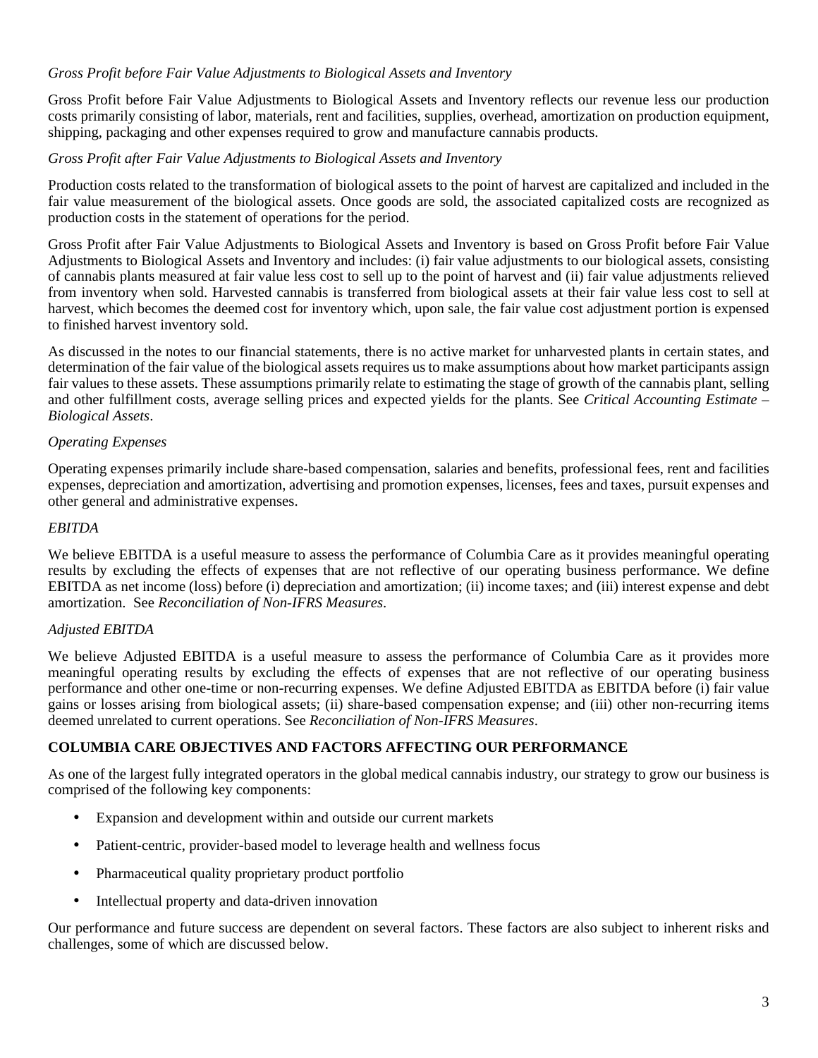*Gross Profit before Fair Value Adjustments to Biological Assets and Inventory*

Gross Profit before Fair Value Adjustments to Biological Assets and Inventory reflects our revenue less our production costs primarily consisting of labor, materials, rent and facilities, supplies, overhead, amortization on production equipment, shipping, packaging and other expenses required to grow and manufacture cannabis products.

*Gross Profit after Fair Value Adjustments to Biological Assets and Inventory*

Production costs related to the transformation of biological assets to the point of harvest are capitalized and included in the fair value measurement of the biological assets. Once goods are sold, the associated capitalized costs are recognized as production costs in the statement of operations for the period.

Gross Profit after Fair Value Adjustments to Biological Assets and Inventory is based on Gross Profit before Fair Value Adjustments to Biological Assets and Inventory and includes: (i) fair value adjustments to our biological assets, consisting of cannabis plants measured at fair value less cost to sell up to the point of harvest and (ii) fair value adjustments relieved from inventory when sold. Harvested cannabis is transferred from biological assets at their fair value less cost to sell at harvest, which becomes the deemed cost for inventory which, upon sale, the fair value cost adjustment portion is expensed to finished harvest inventory sold.

As discussed in the notes to our financial statements, there is no active market for unharvested plants in certain states, and determination of the fair value of the biological assets requires us to make assumptions about how market participants assign fair values to these assets. These assumptions primarily relate to estimating the stage of growth of the cannabis plant, selling and other fulfillment costs, average selling prices and expected yields for the plants. See *Critical Accounting Estimate – Biological Assets*.

*Operating Expenses*

Operating expenses primarily include share-based compensation, salaries and benefits, professional fees, rent and facilities expenses, depreciation and amortization, advertising and promotion expenses, licenses, fees and taxes, pursuit expenses and other general and administrative expenses.

*EBITDA*

We believe EBITDA is a useful measure to assess the performance of Columbia Care as it provides meaningful operating results by excluding the effects of expenses that are not reflective of our operating business performance. We define EBITDA as net income (loss) before (i) depreciation and amortization; (ii) income taxes; and (iii) interest expense and debt amortization. See *Reconciliation of Non-IFRS Measures*.

*Adjusted EBITDA*

We believe Adjusted EBITDA is a useful measure to assess the performance of Columbia Care as it provides more meaningful operating results by excluding the effects of expenses that are not reflective of our operating business performance and other one-time or non-recurring expenses. We define Adjusted EBITDA as EBITDA before (i) fair value gains or losses arising from biological assets; (ii) share-based compensation expense; and (iii) other non-recurring items deemed unrelated to current operations. See *Reconciliation of Non-IFRS Measures*.

## COLUMBIA CARE OBJECTIVES AND FACTORS AFFECTING OUR PERFORMANCE

As one of the largest fully integrated operators in the global medical cannabis industry, our strategy to grow our business is comprised of the following key components:

- Expansion and development within and outside our current markets
- Patient-centric, provider-based model to leverage health and wellness focus
- Pharmaceutical quality proprietary product portfolio
- Intellectual property and data-driven innovation

Our performance and future success are dependent on several factors. These factors are also subject to inherent risks and challenges, some of which are discussed below.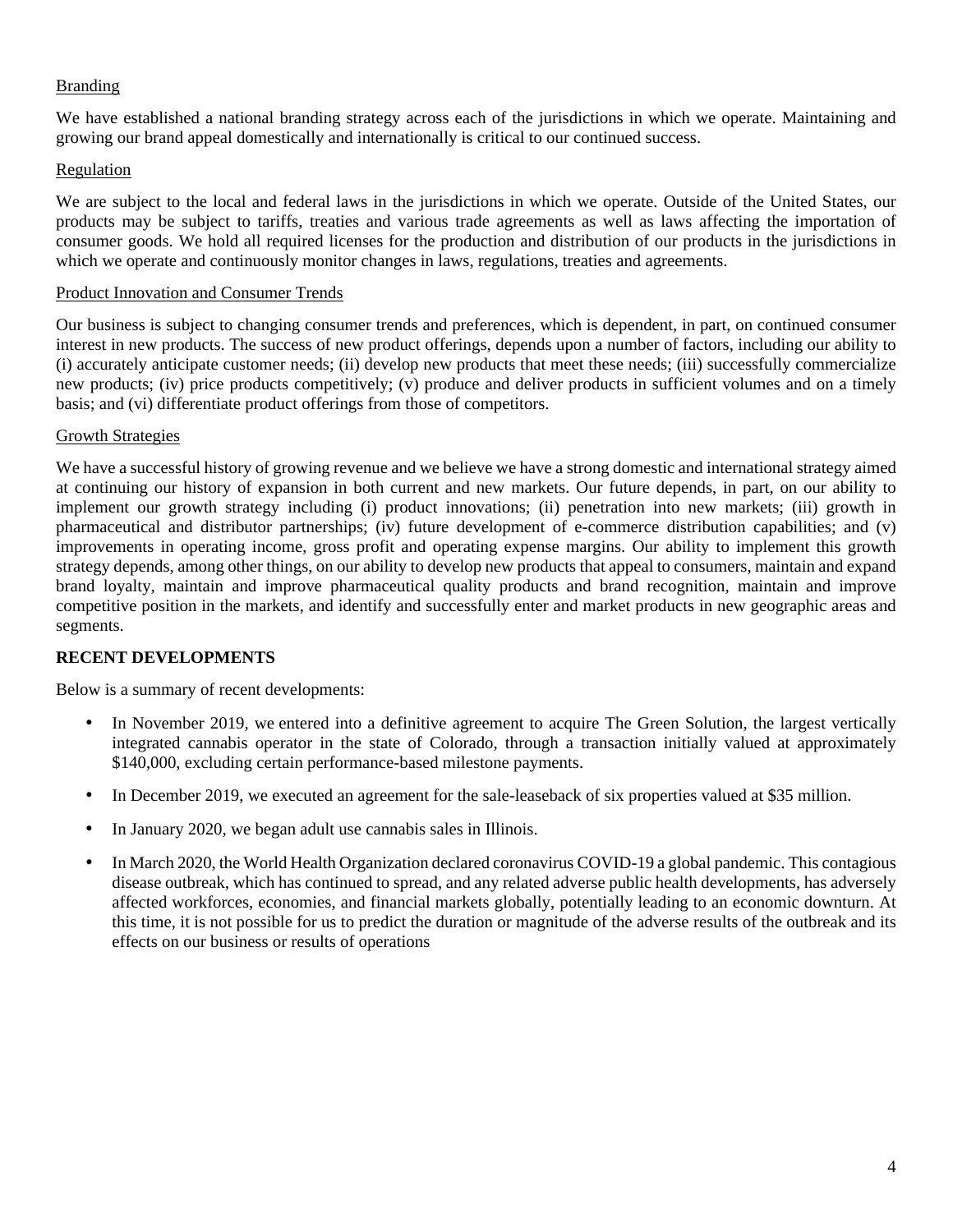Branding

We have established a national branding strategy across each of the jurisdictions in which we operate. Maintaining and growing our brand appeal domestically and internationally is critical to our continued success.

Regulation

We are subject to the local and federal laws in the jurisdictions in which we operate. Outside of the United States, our products may be subject to tariffs, treaties and various trade agreements as well as laws affecting the importation of consumer goods. We hold all required licenses for the production and distribution of our products in the jurisdictions in which we operate and continuously monitor changes in laws, regulations, treaties and agreements.

Product Innovation and Consumer Trends

Our business is subject to changing consumer trends and preferences, which is dependent, in part, on continued consumer interest in new products. The success of new product offerings, depends upon a number of factors, including our ability to (i) accurately anticipate customer needs; (ii) develop new products that meet these needs; (iii) successfully commercialize new products; (iv) price products competitively; (v) produce and deliver products in sufficient volumes and on a timely basis; and (vi) differentiate product offerings from those of competitors.

Growth Strategies

We have a successful history of growing revenue and we believe we have a strong domestic and international strategy aimed at continuing our history of expansion in both current and new markets. Our future depends, in part, on our ability to implement our growth strategy including (i) product innovations; (ii) penetration into new markets; (iii) growth in pharmaceutical and distributor partnerships; (iv) future development of e-commerce distribution capabilities; and (v) improvements in operating income, gross profit and operating expense margins. Our ability to implement this growth strategy depends, among other things, on our ability to develop new products that appeal to consumers, maintain and expand brand loyalty, maintain and improve pharmaceutical quality products and brand recognition, maintain and improve competitive position in the markets, and identify and successfully enter and market products in new geographic areas and segments.

**RECENT DEVELOPMENTS**

Below is a summary of recent developments:

- In November 2019, we entered into a definitive agreement to acquire The Green Solution, the largest vertically integrated cannabis operator in the state of Colorado, through a transaction initially valued at approximately $140,000, excluding certain performance-based milestone payments.
- In December 2019, we executed an agreement for the sale-leaseback of six properties valued at $35 million.
- In January 2020, we began adult use cannabis sales in Illinois.
- In March 2020, the World Health Organization declared coronavirus COVID-19 a global pandemic. This contagious disease outbreak, which has continued to spread, and any related adverse public health developments, has adversely affected workforces, economies, and financial markets globally, potentially leading to an economic downturn. At this time, it is not possible for us to predict the duration or magnitude of the adverse results of the outbreak and its effects on our business or results of operations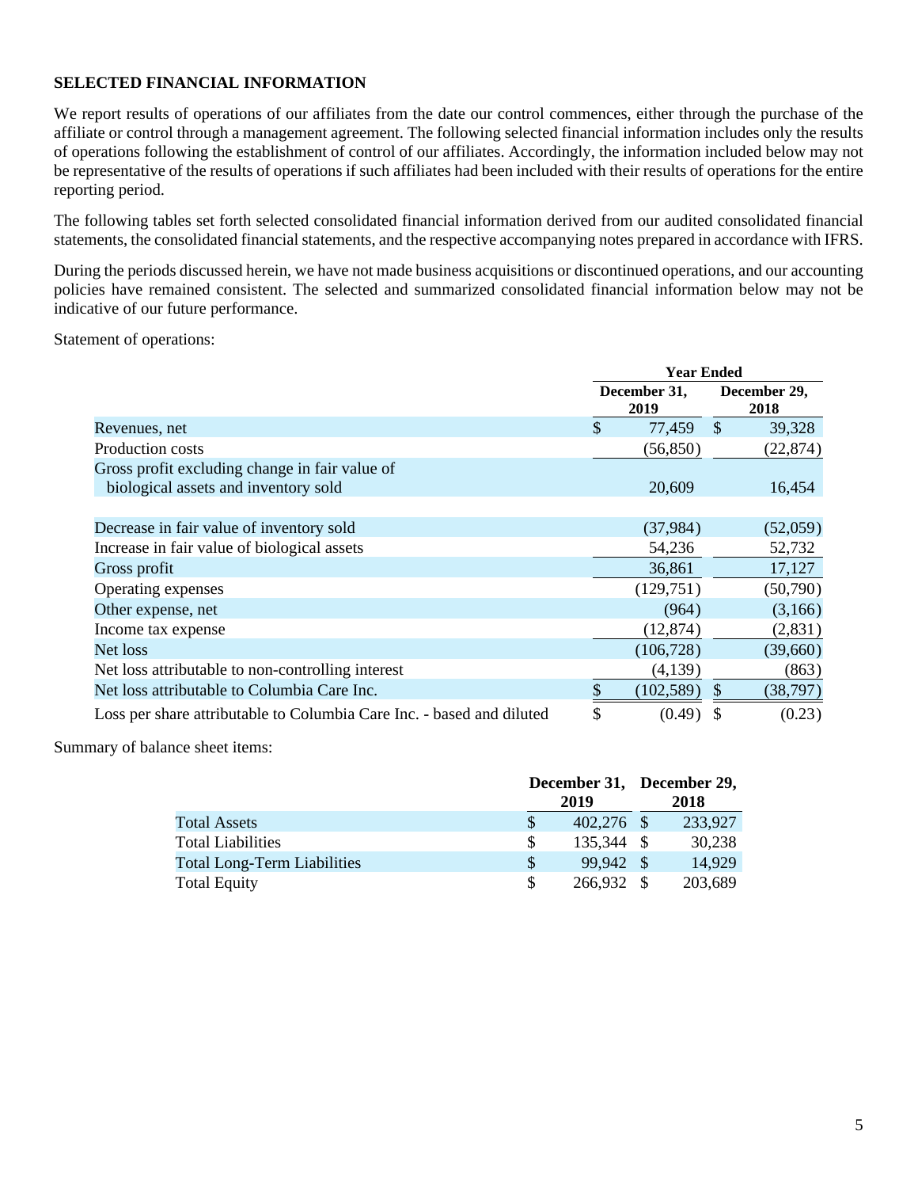## SELECTED FINANCIAL INFORMATION

We report results of operations of our affiliates from the date our control commences, either through the purchase of the affiliate or control through a management agreement. The following selected financial information includes only the results of operations following the establishment of control of our affiliates. Accordingly, the information included below may not be representative of the results of operations if such affiliates had been included with their results of operations for the entire reporting period.

The following tables set forth selected consolidated financial information derived from our audited consolidated financial statements, the consolidated financial statements, and the respective accompanying notes prepared in accordance with IFRS.

During the periods discussed herein, we have not made business acquisitions or discontinued operations, and our accounting policies have remained consistent. The selected and summarized consolidated financial information below may not be indicative of our future performance.

Statement of operations:

| | Year Ended | |
|---|---|---|
| | December 31, 2019 | December 29, 2018 |
| Revenues, net | $ 77,459 | $ 39,328 |
| Production costs | (56,850) | (22,874) |
| Gross profit excluding change in fair value of biological assets and inventory sold | 20,609 | 16,454 |
| Decrease in fair value of inventory sold | (37,984) | (52,059) |
| Increase in fair value of biological assets | 54,236 | 52,732 |
| Gross profit | 36,861 | 17,127 |
| Operating expenses | (129,751) | (50,790) |
| Other expense, net | (964) | (3,166) |
| Income tax expense | (12,874) | (2,831) |
| Net loss | (106,728) | (39,660) |
| Net loss attributable to non-controlling interest | (4,139) | (863) |
| Net loss attributable to Columbia Care Inc. | $ (102,589) | $ (38,797) |
| Loss per share attributable to Columbia Care Inc. - based and diluted | $ (0.49) | $ (0.23) |

Summary of balance sheet items:

| | December 31, 2019 | December 29, 2018 |
|---|---|---|
| Total Assets | $ 402,276 | $ 233,927 |
| Total Liabilities | $ 135,344 | $ 30,238 |
| Total Long-Term Liabilities | $ 99,942 | $ 14,929 |
| Total Equity | $ 266,932 | $ 203,689 |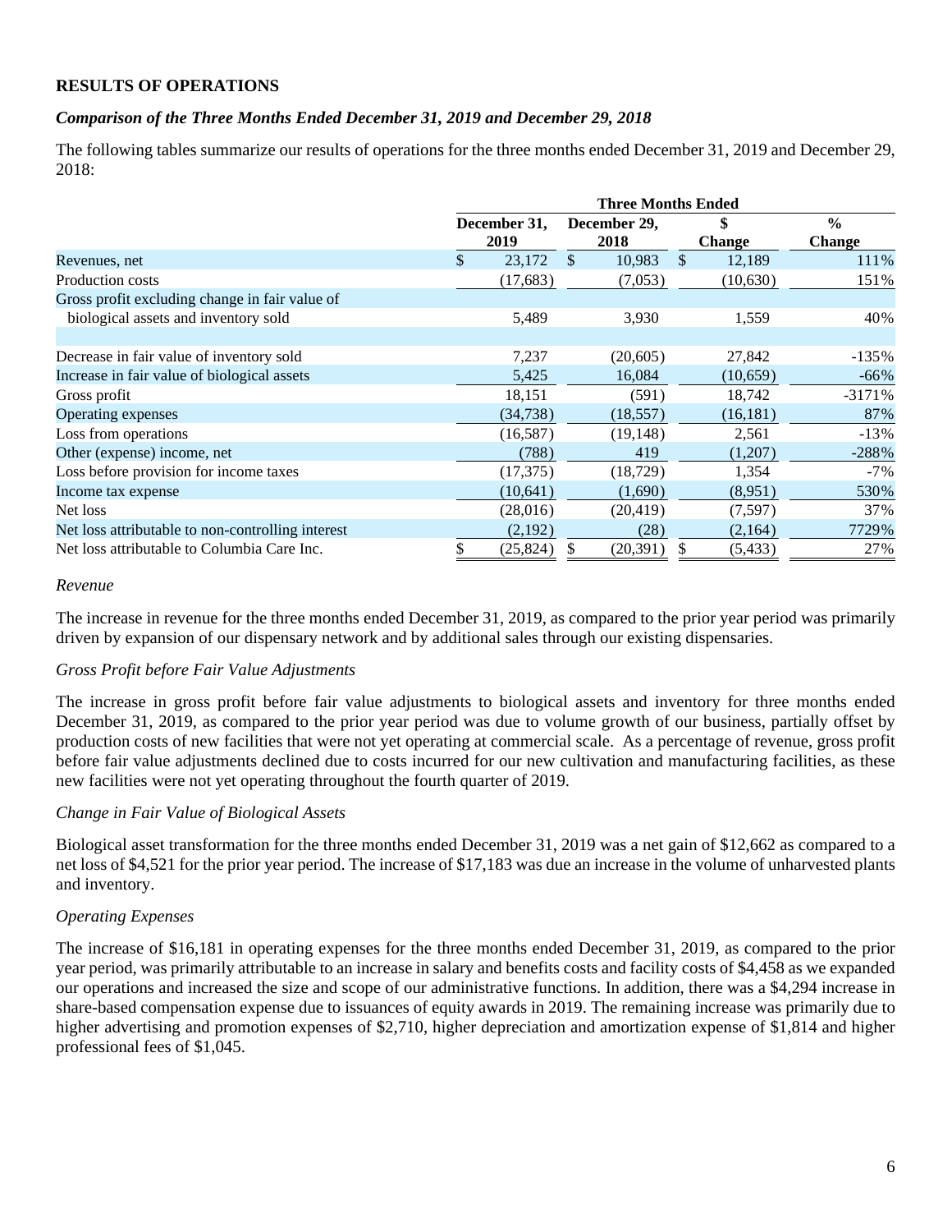## RESULTS OF OPERATIONS

### *Comparison of the Three Months Ended December 31, 2019 and December 29, 2018*

The following tables summarize our results of operations for the three months ended December 31, 2019 and December 29, 2018:

| | Three Months Ended | | | |
|---|---|---|---|---|
| | December 31, 2019 | December 29, 2018 | $ Change | % Change |
| Revenues, net | $ 23,172 | $ 10,983 | $ 12,189 | 111% |
| Production costs | (17,683) | (7,053) | (10,630) | 151% |
| Gross profit excluding change in fair value of biological assets and inventory sold | 5,489 | 3,930 | 1,559 | 40% |
| | | | | |
| Decrease in fair value of inventory sold | 7,237 | (20,605) | 27,842 | -135% |
| Increase in fair value of biological assets | 5,425 | 16,084 | (10,659) | -66% |
| Gross profit | 18,151 | (591) | 18,742 | -3171% |
| Operating expenses | (34,738) | (18,557) | (16,181) | 87% |
| Loss from operations | (16,587) | (19,148) | 2,561 | -13% |
| Other (expense) income, net | (788) | 419 | (1,207) | -288% |
| Loss before provision for income taxes | (17,375) | (18,729) | 1,354 | -7% |
| Income tax expense | (10,641) | (1,690) | (8,951) | 530% |
| Net loss | (28,016) | (20,419) | (7,597) | 37% |
| Net loss attributable to non-controlling interest | (2,192) | (28) | (2,164) | 7729% |
| Net loss attributable to Columbia Care Inc. | $ (25,824) | $ (20,391) | $ (5,433) | 27% |

*Revenue*

The increase in revenue for the three months ended December 31, 2019, as compared to the prior year period was primarily driven by expansion of our dispensary network and by additional sales through our existing dispensaries.

*Gross Profit before Fair Value Adjustments*

The increase in gross profit before fair value adjustments to biological assets and inventory for three months ended December 31, 2019, as compared to the prior year period was due to volume growth of our business, partially offset by production costs of new facilities that were not yet operating at commercial scale. As a percentage of revenue, gross profit before fair value adjustments declined due to costs incurred for our new cultivation and manufacturing facilities, as these new facilities were not yet operating throughout the fourth quarter of 2019.

*Change in Fair Value of Biological Assets*

Biological asset transformation for the three months ended December 31, 2019 was a net gain of $12,662 as compared to a net loss of $4,521 for the prior year period. The increase of $17,183 was due an increase in the volume of unharvested plants and inventory.

*Operating Expenses*

The increase of $16,181 in operating expenses for the three months ended December 31, 2019, as compared to the prior year period, was primarily attributable to an increase in salary and benefits costs and facility costs of $4,458 as we expanded our operations and increased the size and scope of our administrative functions. In addition, there was a $4,294 increase in share-based compensation expense due to issuances of equity awards in 2019. The remaining increase was primarily due to higher advertising and promotion expenses of $2,710, higher depreciation and amortization expense of $1,814 and higher professional fees of $1,045.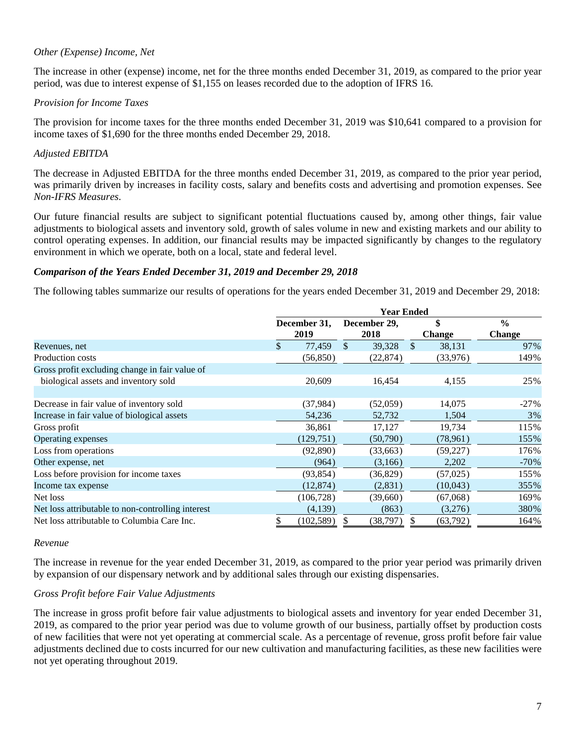*Other (Expense) Income, Net*

The increase in other (expense) income, net for the three months ended December 31, 2019, as compared to the prior year period, was due to interest expense of $1,155 on leases recorded due to the adoption of IFRS 16.

*Provision for Income Taxes*

The provision for income taxes for the three months ended December 31, 2019 was $10,641 compared to a provision for income taxes of $1,690 for the three months ended December 29, 2018.

*Adjusted EBITDA*

The decrease in Adjusted EBITDA for the three months ended December 31, 2019, as compared to the prior year period, was primarily driven by increases in facility costs, salary and benefits costs and advertising and promotion expenses. See *Non-IFRS Measures*.

Our future financial results are subject to significant potential fluctuations caused by, among other things, fair value adjustments to biological assets and inventory sold, growth of sales volume in new and existing markets and our ability to control operating expenses. In addition, our financial results may be impacted significantly by changes to the regulatory environment in which we operate, both on a local, state and federal level.

***Comparison of the Years Ended December 31, 2019 and December 29, 2018***

The following tables summarize our results of operations for the years ended December 31, 2019 and December 29, 2018:

| | Year Ended | | | |
|---|---|---|---|---|
| | December 31, 2019 | December 29, 2018 | $ Change | % Change |
| Revenues, net | $ 77,459 | $ 39,328 | $ 38,131 | 97% |
| Production costs | (56,850) | (22,874) | (33,976) | 149% |
| Gross profit excluding change in fair value of biological assets and inventory sold | 20,609 | 16,454 | 4,155 | 25% |
| Decrease in fair value of inventory sold | (37,984) | (52,059) | 14,075 | -27% |
| Increase in fair value of biological assets | 54,236 | 52,732 | 1,504 | 3% |
| Gross profit | 36,861 | 17,127 | 19,734 | 115% |
| Operating expenses | (129,751) | (50,790) | (78,961) | 155% |
| Loss from operations | (92,890) | (33,663) | (59,227) | 176% |
| Other expense, net | (964) | (3,166) | 2,202 | -70% |
| Loss before provision for income taxes | (93,854) | (36,829) | (57,025) | 155% |
| Income tax expense | (12,874) | (2,831) | (10,043) | 355% |
| Net loss | (106,728) | (39,660) | (67,068) | 169% |
| Net loss attributable to non-controlling interest | (4,139) | (863) | (3,276) | 380% |
| Net loss attributable to Columbia Care Inc. | $ (102,589) | $ (38,797) | $ (63,792) | 164% |

*Revenue*

The increase in revenue for the year ended December 31, 2019, as compared to the prior year period was primarily driven by expansion of our dispensary network and by additional sales through our existing dispensaries.

*Gross Profit before Fair Value Adjustments*

The increase in gross profit before fair value adjustments to biological assets and inventory for year ended December 31, 2019, as compared to the prior year period was due to volume growth of our business, partially offset by production costs of new facilities that were not yet operating at commercial scale. As a percentage of revenue, gross profit before fair value adjustments declined due to costs incurred for our new cultivation and manufacturing facilities, as these new facilities were not yet operating throughout 2019.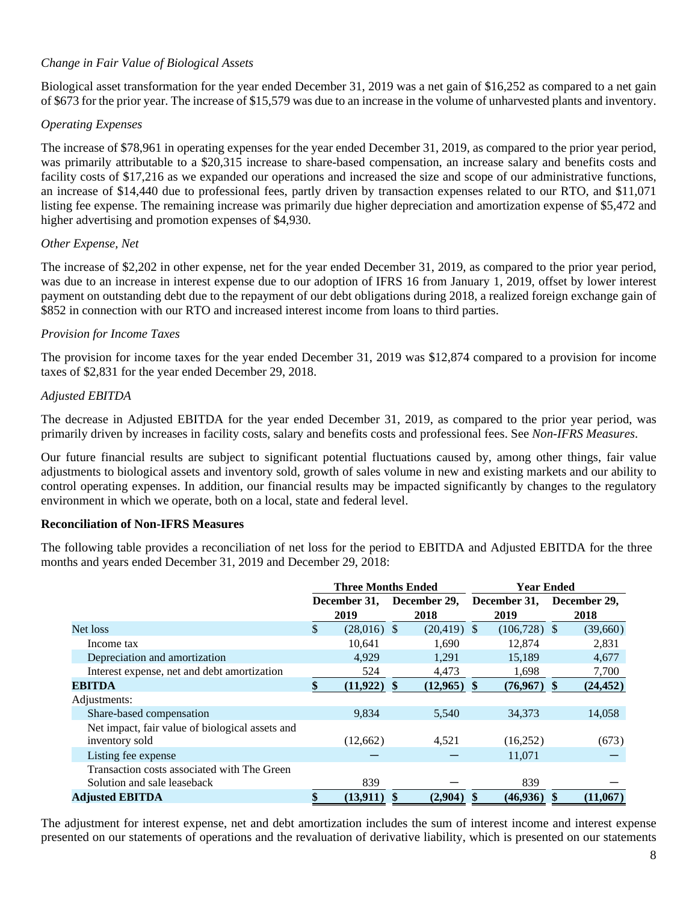*Change in Fair Value of Biological Assets*

Biological asset transformation for the year ended December 31, 2019 was a net gain of $16,252 as compared to a net gain of $673 for the prior year. The increase of $15,579 was due to an increase in the volume of unharvested plants and inventory.

*Operating Expenses*

The increase of $78,961 in operating expenses for the year ended December 31, 2019, as compared to the prior year period, was primarily attributable to a $20,315 increase to share-based compensation, an increase salary and benefits costs and facility costs of $17,216 as we expanded our operations and increased the size and scope of our administrative functions, an increase of $14,440 due to professional fees, partly driven by transaction expenses related to our RTO, and $11,071 listing fee expense. The remaining increase was primarily due higher depreciation and amortization expense of $5,472 and higher advertising and promotion expenses of $4,930.

*Other Expense, Net*

The increase of $2,202 in other expense, net for the year ended December 31, 2019, as compared to the prior year period, was due to an increase in interest expense due to our adoption of IFRS 16 from January 1, 2019, offset by lower interest payment on outstanding debt due to the repayment of our debt obligations during 2018, a realized foreign exchange gain of $852 in connection with our RTO and increased interest income from loans to third parties.

*Provision for Income Taxes*

The provision for income taxes for the year ended December 31, 2019 was $12,874 compared to a provision for income taxes of $2,831 for the year ended December 29, 2018.

*Adjusted EBITDA*

The decrease in Adjusted EBITDA for the year ended December 31, 2019, as compared to the prior year period, was primarily driven by increases in facility costs, salary and benefits costs and professional fees. See *Non-IFRS Measures*.

Our future financial results are subject to significant potential fluctuations caused by, among other things, fair value adjustments to biological assets and inventory sold, growth of sales volume in new and existing markets and our ability to control operating expenses. In addition, our financial results may be impacted significantly by changes to the regulatory environment in which we operate, both on a local, state and federal level.

**Reconciliation of Non-IFRS Measures**

The following table provides a reconciliation of net loss for the period to EBITDA and Adjusted EBITDA for the three months and years ended December 31, 2019 and December 29, 2018:

| | Three Months Ended | | Year Ended | |
|---|---|---|---|---|
| | December 31, 2019 | December 29, 2018 | December 31, 2019 | December 29, 2018 |
| Net loss | $ (28,016) | $ (20,419) | $ (106,728) | $ (39,660) |
| Income tax | 10,641 | 1,690 | 12,874 | 2,831 |
| Depreciation and amortization | 4,929 | 1,291 | 15,189 | 4,677 |
| Interest expense, net and debt amortization | 524 | 4,473 | 1,698 | 7,700 |
| **EBITDA** | **$ (11,922)** | **$ (12,965)** | **$ (76,967)** | **$ (24,452)** |
| Adjustments: | | | | |
| Share-based compensation | 9,834 | 5,540 | 34,373 | 14,058 |
| Net impact, fair value of biological assets and inventory sold | (12,662) | 4,521 | (16,252) | (673) |
| Listing fee expense | — | — | 11,071 | — |
| Transaction costs associated with The Green Solution and sale leaseback | 839 | — | 839 | — |
| **Adjusted EBITDA** | **$ (13,911)** | **$ (2,904)** | **$ (46,936)** | **$ (11,067)** |

The adjustment for interest expense, net and debt amortization includes the sum of interest income and interest expense presented on our statements of operations and the revaluation of derivative liability, which is presented on our statements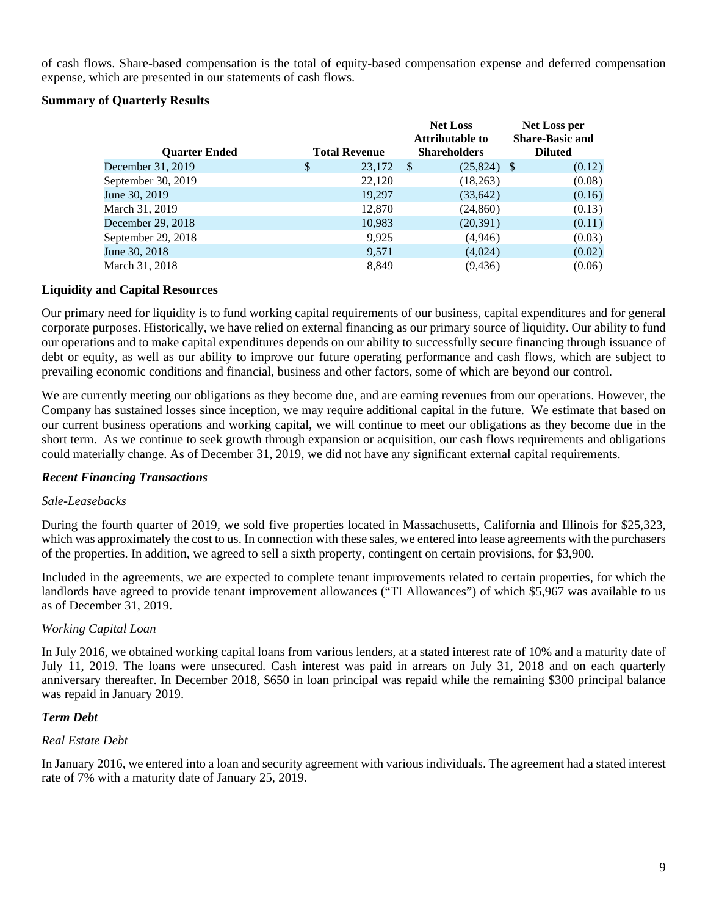of cash flows. Share-based compensation is the total of equity-based compensation expense and deferred compensation expense, which are presented in our statements of cash flows.

**Summary of Quarterly Results**

| Quarter Ended | Total Revenue | Net Loss Attributable to Shareholders | Net Loss per Share-Basic and Diluted |
|---|---|---|---|
| December 31, 2019 | $ 23,172 | $ (25,824) | $ (0.12) |
| September 30, 2019 | 22,120 | (18,263) | (0.08) |
| June 30, 2019 | 19,297 | (33,642) | (0.16) |
| March 31, 2019 | 12,870 | (24,860) | (0.13) |
| December 29, 2018 | 10,983 | (20,391) | (0.11) |
| September 29, 2018 | 9,925 | (4,946) | (0.03) |
| June 30, 2018 | 9,571 | (4,024) | (0.02) |
| March 31, 2018 | 8,849 | (9,436) | (0.06) |

**Liquidity and Capital Resources**

Our primary need for liquidity is to fund working capital requirements of our business, capital expenditures and for general corporate purposes. Historically, we have relied on external financing as our primary source of liquidity. Our ability to fund our operations and to make capital expenditures depends on our ability to successfully secure financing through issuance of debt or equity, as well as our ability to improve our future operating performance and cash flows, which are subject to prevailing economic conditions and financial, business and other factors, some of which are beyond our control.

We are currently meeting our obligations as they become due, and are earning revenues from our operations. However, the Company has sustained losses since inception, we may require additional capital in the future. We estimate that based on our current business operations and working capital, we will continue to meet our obligations as they become due in the short term. As we continue to seek growth through expansion or acquisition, our cash flows requirements and obligations could materially change. As of December 31, 2019, we did not have any significant external capital requirements.

***Recent Financing Transactions***

*Sale-Leasebacks*

During the fourth quarter of 2019, we sold five properties located in Massachusetts, California and Illinois for $25,323, which was approximately the cost to us. In connection with these sales, we entered into lease agreements with the purchasers of the properties. In addition, we agreed to sell a sixth property, contingent on certain provisions, for $3,900.

Included in the agreements, we are expected to complete tenant improvements related to certain properties, for which the landlords have agreed to provide tenant improvement allowances ("TI Allowances") of which $5,967 was available to us as of December 31, 2019.

*Working Capital Loan*

In July 2016, we obtained working capital loans from various lenders, at a stated interest rate of 10% and a maturity date of July 11, 2019. The loans were unsecured. Cash interest was paid in arrears on July 31, 2018 and on each quarterly anniversary thereafter. In December 2018, $650 in loan principal was repaid while the remaining $300 principal balance was repaid in January 2019.

***Term Debt***

*Real Estate Debt*

In January 2016, we entered into a loan and security agreement with various individuals. The agreement had a stated interest rate of 7% with a maturity date of January 25, 2019.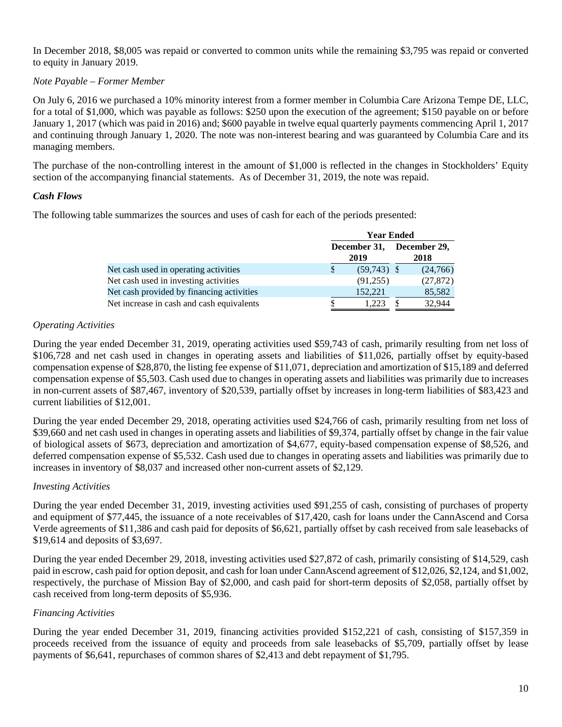In December 2018, $8,005 was repaid or converted to common units while the remaining $3,795 was repaid or converted to equity in January 2019.

*Note Payable – Former Member*

On July 6, 2016 we purchased a 10% minority interest from a former member in Columbia Care Arizona Tempe DE, LLC, for a total of $1,000, which was payable as follows: $250 upon the execution of the agreement; $150 payable on or before January 1, 2017 (which was paid in 2016) and; $600 payable in twelve equal quarterly payments commencing April 1, 2017 and continuing through January 1, 2020. The note was non-interest bearing and was guaranteed by Columbia Care and its managing members.

The purchase of the non-controlling interest in the amount of $1,000 is reflected in the changes in Stockholders' Equity section of the accompanying financial statements. As of December 31, 2019, the note was repaid.

***Cash Flows***

The following table summarizes the sources and uses of cash for each of the periods presented:

| | Year Ended | |
|---|---|---|
| | December 31, 2019 | December 29, 2018 |
| Net cash used in operating activities | $ (59,743) | $ (24,766) |
| Net cash used in investing activities | (91,255) | (27,872) |
| Net cash provided by financing activities | 152,221 | 85,582 |
| Net increase in cash and cash equivalents | $ 1,223 | $ 32,944 |

*Operating Activities*

During the year ended December 31, 2019, operating activities used $59,743 of cash, primarily resulting from net loss of $106,728 and net cash used in changes in operating assets and liabilities of $11,026, partially offset by equity-based compensation expense of $28,870, the listing fee expense of $11,071, depreciation and amortization of $15,189 and deferred compensation expense of $5,503. Cash used due to changes in operating assets and liabilities was primarily due to increases in non-current assets of $87,467, inventory of $20,539, partially offset by increases in long-term liabilities of $83,423 and current liabilities of $12,001.

During the year ended December 29, 2018, operating activities used $24,766 of cash, primarily resulting from net loss of $39,660 and net cash used in changes in operating assets and liabilities of $9,374, partially offset by change in the fair value of biological assets of $673, depreciation and amortization of $4,677, equity-based compensation expense of $8,526, and deferred compensation expense of $5,532. Cash used due to changes in operating assets and liabilities was primarily due to increases in inventory of $8,037 and increased other non-current assets of $2,129.

*Investing Activities*

During the year ended December 31, 2019, investing activities used $91,255 of cash, consisting of purchases of property and equipment of $77,445, the issuance of a note receivables of $17,420, cash for loans under the CannAscend and Corsa Verde agreements of $11,386 and cash paid for deposits of $6,621, partially offset by cash received from sale leasebacks of $19,614 and deposits of $3,697.

During the year ended December 29, 2018, investing activities used $27,872 of cash, primarily consisting of $14,529, cash paid in escrow, cash paid for option deposit, and cash for loan under CannAscend agreement of $12,026, $2,124, and $1,002, respectively, the purchase of Mission Bay of $2,000, and cash paid for short-term deposits of $2,058, partially offset by cash received from long-term deposits of $5,936.

*Financing Activities*

During the year ended December 31, 2019, financing activities provided $152,221 of cash, consisting of $157,359 in proceeds received from the issuance of equity and proceeds from sale leasebacks of $5,709, partially offset by lease payments of $6,641, repurchases of common shares of $2,413 and debt repayment of $1,795.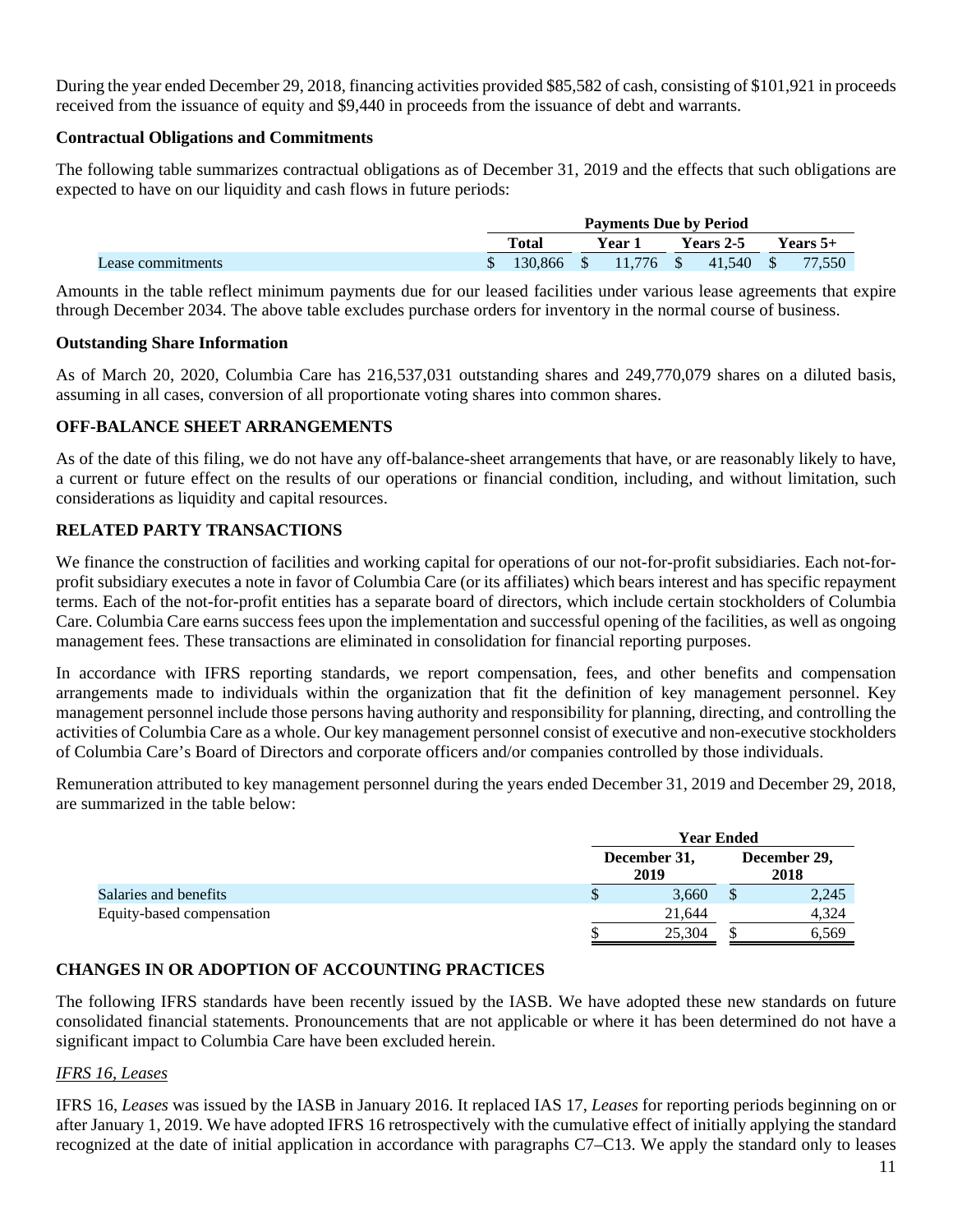During the year ended December 29, 2018, financing activities provided $85,582 of cash, consisting of $101,921 in proceeds received from the issuance of equity and $9,440 in proceeds from the issuance of debt and warrants.

**Contractual Obligations and Commitments**

The following table summarizes contractual obligations as of December 31, 2019 and the effects that such obligations are expected to have on our liquidity and cash flows in future periods:

| | Payments Due by Period | | | |
|---|---|---|---|---|
| | Total | Year 1 | Years 2-5 | Years 5+ |
| Lease commitments | $ 130,866 | $ 11,776 | $ 41,540 | $ 77,550 |

Amounts in the table reflect minimum payments due for our leased facilities under various lease agreements that expire through December 2034. The above table excludes purchase orders for inventory in the normal course of business.

**Outstanding Share Information**

As of March 20, 2020, Columbia Care has 216,537,031 outstanding shares and 249,770,079 shares on a diluted basis, assuming in all cases, conversion of all proportionate voting shares into common shares.

**OFF-BALANCE SHEET ARRANGEMENTS**

As of the date of this filing, we do not have any off-balance-sheet arrangements that have, or are reasonably likely to have, a current or future effect on the results of our operations or financial condition, including, and without limitation, such considerations as liquidity and capital resources.

**RELATED PARTY TRANSACTIONS**

We finance the construction of facilities and working capital for operations of our not-for-profit subsidiaries. Each not-for-profit subsidiary executes a note in favor of Columbia Care (or its affiliates) which bears interest and has specific repayment terms. Each of the not-for-profit entities has a separate board of directors, which include certain stockholders of Columbia Care. Columbia Care earns success fees upon the implementation and successful opening of the facilities, as well as ongoing management fees. These transactions are eliminated in consolidation for financial reporting purposes.

In accordance with IFRS reporting standards, we report compensation, fees, and other benefits and compensation arrangements made to individuals within the organization that fit the definition of key management personnel. Key management personnel include those persons having authority and responsibility for planning, directing, and controlling the activities of Columbia Care as a whole. Our key management personnel consist of executive and non-executive stockholders of Columbia Care's Board of Directors and corporate officers and/or companies controlled by those individuals.

Remuneration attributed to key management personnel during the years ended December 31, 2019 and December 29, 2018, are summarized in the table below:

| | Year Ended | |
|---|---|---|
| | December 31, 2019 | December 29, 2018 |
| Salaries and benefits | $ 3,660 | $ 2,245 |
| Equity-based compensation | 21,644 | 4,324 |
| | $ 25,304 | $ 6,569 |

**CHANGES IN OR ADOPTION OF ACCOUNTING PRACTICES**

The following IFRS standards have been recently issued by the IASB. We have adopted these new standards on future consolidated financial statements. Pronouncements that are not applicable or where it has been determined do not have a significant impact to Columbia Care have been excluded herein.

*IFRS 16, Leases*

IFRS 16, *Leases* was issued by the IASB in January 2016. It replaced IAS 17, *Leases* for reporting periods beginning on or after January 1, 2019. We have adopted IFRS 16 retrospectively with the cumulative effect of initially applying the standard recognized at the date of initial application in accordance with paragraphs C7–C13. We apply the standard only to leases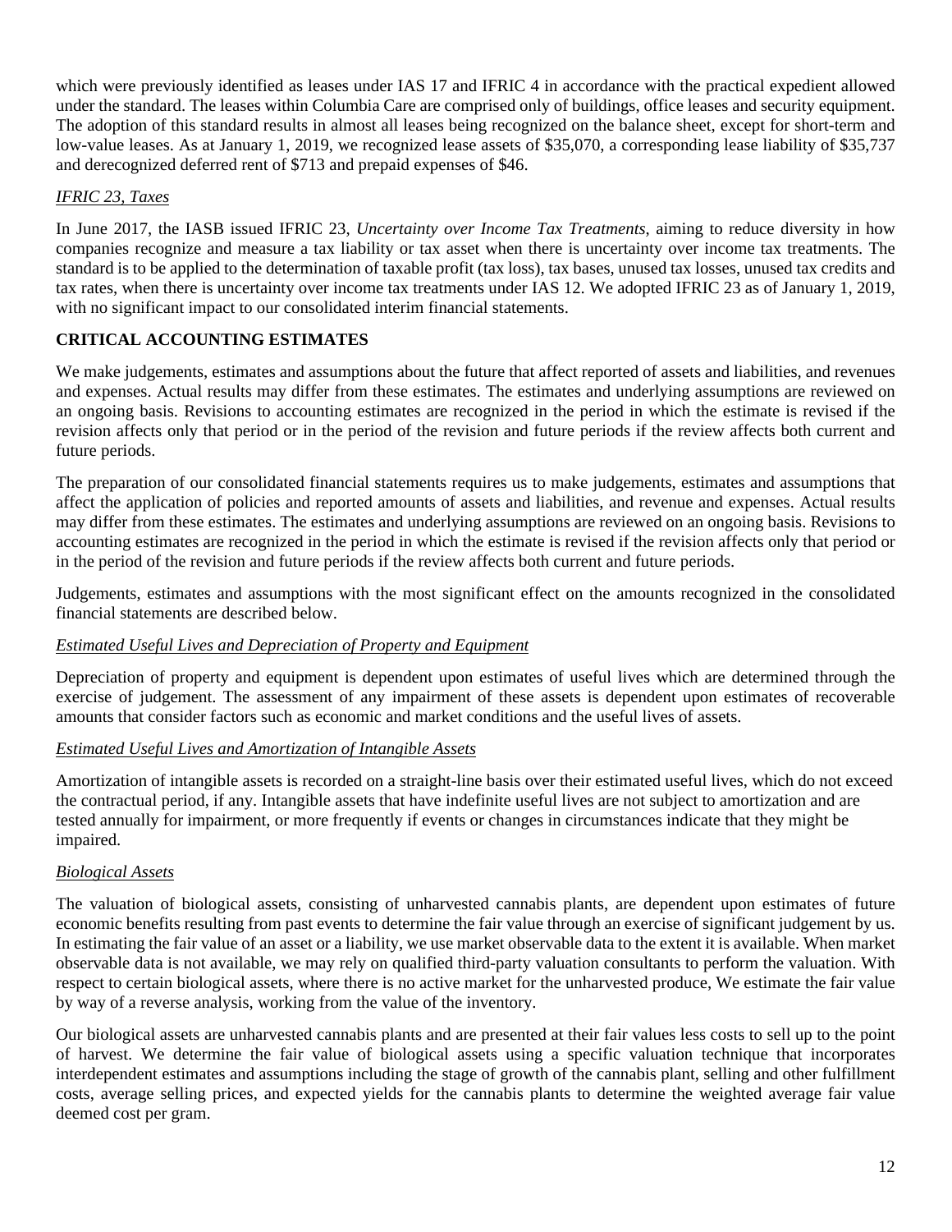which were previously identified as leases under IAS 17 and IFRIC 4 in accordance with the practical expedient allowed under the standard. The leases within Columbia Care are comprised only of buildings, office leases and security equipment. The adoption of this standard results in almost all leases being recognized on the balance sheet, except for short-term and low-value leases. As at January 1, 2019, we recognized lease assets of $35,070, a corresponding lease liability of $35,737 and derecognized deferred rent of $713 and prepaid expenses of $46.

*IFRIC 23, Taxes*

In June 2017, the IASB issued IFRIC 23, *Uncertainty over Income Tax Treatments*, aiming to reduce diversity in how companies recognize and measure a tax liability or tax asset when there is uncertainty over income tax treatments. The standard is to be applied to the determination of taxable profit (tax loss), tax bases, unused tax losses, unused tax credits and tax rates, when there is uncertainty over income tax treatments under IAS 12. We adopted IFRIC 23 as of January 1, 2019, with no significant impact to our consolidated interim financial statements.

## CRITICAL ACCOUNTING ESTIMATES

We make judgements, estimates and assumptions about the future that affect reported of assets and liabilities, and revenues and expenses. Actual results may differ from these estimates. The estimates and underlying assumptions are reviewed on an ongoing basis. Revisions to accounting estimates are recognized in the period in which the estimate is revised if the revision affects only that period or in the period of the revision and future periods if the review affects both current and future periods.

The preparation of our consolidated financial statements requires us to make judgements, estimates and assumptions that affect the application of policies and reported amounts of assets and liabilities, and revenue and expenses. Actual results may differ from these estimates. The estimates and underlying assumptions are reviewed on an ongoing basis. Revisions to accounting estimates are recognized in the period in which the estimate is revised if the revision affects only that period or in the period of the revision and future periods if the review affects both current and future periods.

Judgements, estimates and assumptions with the most significant effect on the amounts recognized in the consolidated financial statements are described below.

*Estimated Useful Lives and Depreciation of Property and Equipment*

Depreciation of property and equipment is dependent upon estimates of useful lives which are determined through the exercise of judgement. The assessment of any impairment of these assets is dependent upon estimates of recoverable amounts that consider factors such as economic and market conditions and the useful lives of assets.

*Estimated Useful Lives and Amortization of Intangible Assets*

Amortization of intangible assets is recorded on a straight-line basis over their estimated useful lives, which do not exceed the contractual period, if any. Intangible assets that have indefinite useful lives are not subject to amortization and are tested annually for impairment, or more frequently if events or changes in circumstances indicate that they might be impaired.

*Biological Assets*

The valuation of biological assets, consisting of unharvested cannabis plants, are dependent upon estimates of future economic benefits resulting from past events to determine the fair value through an exercise of significant judgement by us. In estimating the fair value of an asset or a liability, we use market observable data to the extent it is available. When market observable data is not available, we may rely on qualified third-party valuation consultants to perform the valuation. With respect to certain biological assets, where there is no active market for the unharvested produce, We estimate the fair value by way of a reverse analysis, working from the value of the inventory.

Our biological assets are unharvested cannabis plants and are presented at their fair values less costs to sell up to the point of harvest. We determine the fair value of biological assets using a specific valuation technique that incorporates interdependent estimates and assumptions including the stage of growth of the cannabis plant, selling and other fulfillment costs, average selling prices, and expected yields for the cannabis plants to determine the weighted average fair value deemed cost per gram.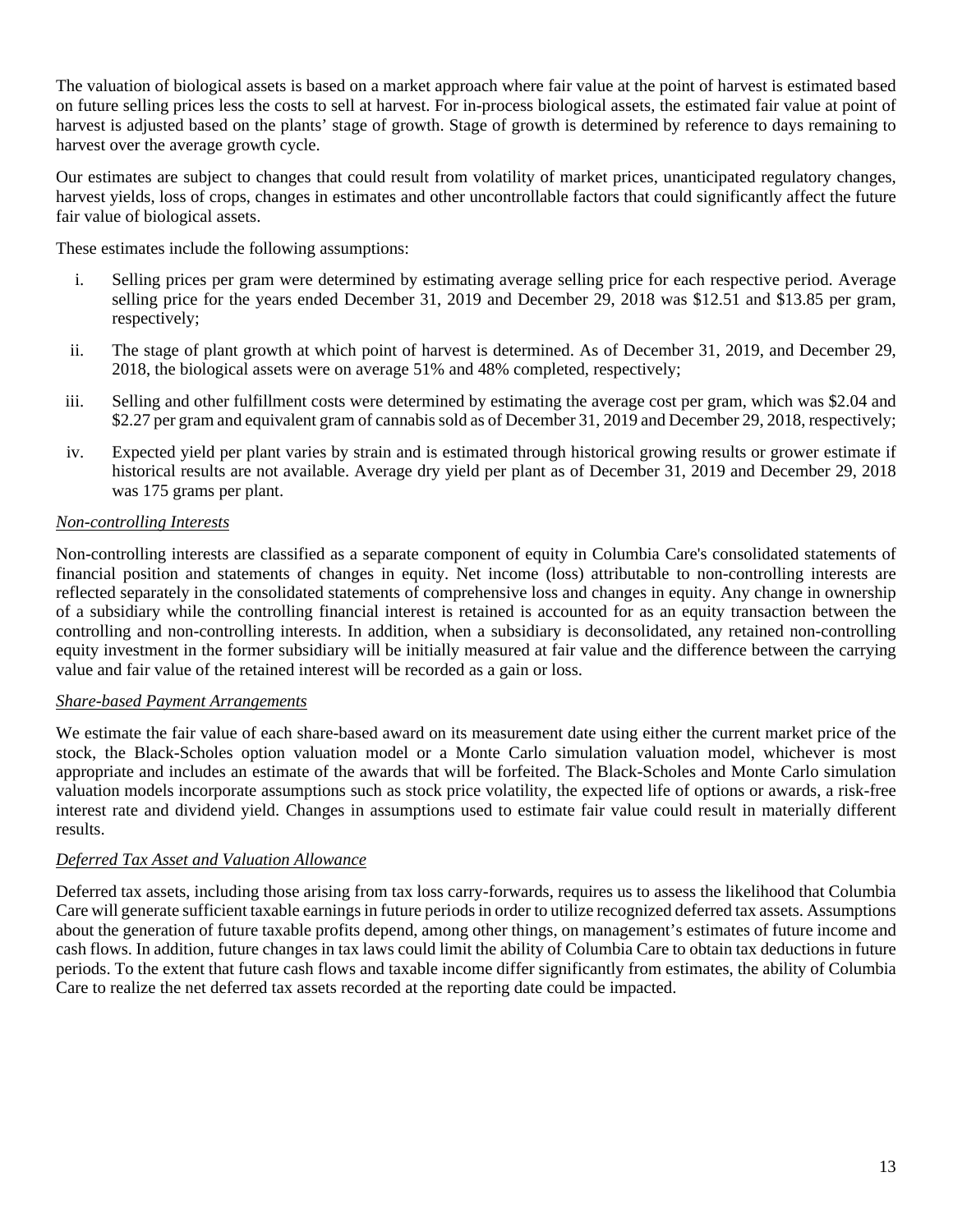The valuation of biological assets is based on a market approach where fair value at the point of harvest is estimated based on future selling prices less the costs to sell at harvest. For in-process biological assets, the estimated fair value at point of harvest is adjusted based on the plants' stage of growth. Stage of growth is determined by reference to days remaining to harvest over the average growth cycle.

Our estimates are subject to changes that could result from volatility of market prices, unanticipated regulatory changes, harvest yields, loss of crops, changes in estimates and other uncontrollable factors that could significantly affect the future fair value of biological assets.

These estimates include the following assumptions:

i. Selling prices per gram were determined by estimating average selling price for each respective period. Average selling price for the years ended December 31, 2019 and December 29, 2018 was $12.51 and $13.85 per gram, respectively;

ii. The stage of plant growth at which point of harvest is determined. As of December 31, 2019, and December 29, 2018, the biological assets were on average 51% and 48% completed, respectively;

iii. Selling and other fulfillment costs were determined by estimating the average cost per gram, which was $2.04 and $2.27 per gram and equivalent gram of cannabis sold as of December 31, 2019 and December 29, 2018, respectively;

iv. Expected yield per plant varies by strain and is estimated through historical growing results or grower estimate if historical results are not available. Average dry yield per plant as of December 31, 2019 and December 29, 2018 was 175 grams per plant.

*Non-controlling Interests*

Non-controlling interests are classified as a separate component of equity in Columbia Care's consolidated statements of financial position and statements of changes in equity. Net income (loss) attributable to non-controlling interests are reflected separately in the consolidated statements of comprehensive loss and changes in equity. Any change in ownership of a subsidiary while the controlling financial interest is retained is accounted for as an equity transaction between the controlling and non-controlling interests. In addition, when a subsidiary is deconsolidated, any retained non-controlling equity investment in the former subsidiary will be initially measured at fair value and the difference between the carrying value and fair value of the retained interest will be recorded as a gain or loss.

*Share-based Payment Arrangements*

We estimate the fair value of each share-based award on its measurement date using either the current market price of the stock, the Black-Scholes option valuation model or a Monte Carlo simulation valuation model, whichever is most appropriate and includes an estimate of the awards that will be forfeited. The Black-Scholes and Monte Carlo simulation valuation models incorporate assumptions such as stock price volatility, the expected life of options or awards, a risk-free interest rate and dividend yield. Changes in assumptions used to estimate fair value could result in materially different results.

*Deferred Tax Asset and Valuation Allowance*

Deferred tax assets, including those arising from tax loss carry-forwards, requires us to assess the likelihood that Columbia Care will generate sufficient taxable earnings in future periods in order to utilize recognized deferred tax assets. Assumptions about the generation of future taxable profits depend, among other things, on management's estimates of future income and cash flows. In addition, future changes in tax laws could limit the ability of Columbia Care to obtain tax deductions in future periods. To the extent that future cash flows and taxable income differ significantly from estimates, the ability of Columbia Care to realize the net deferred tax assets recorded at the reporting date could be impacted.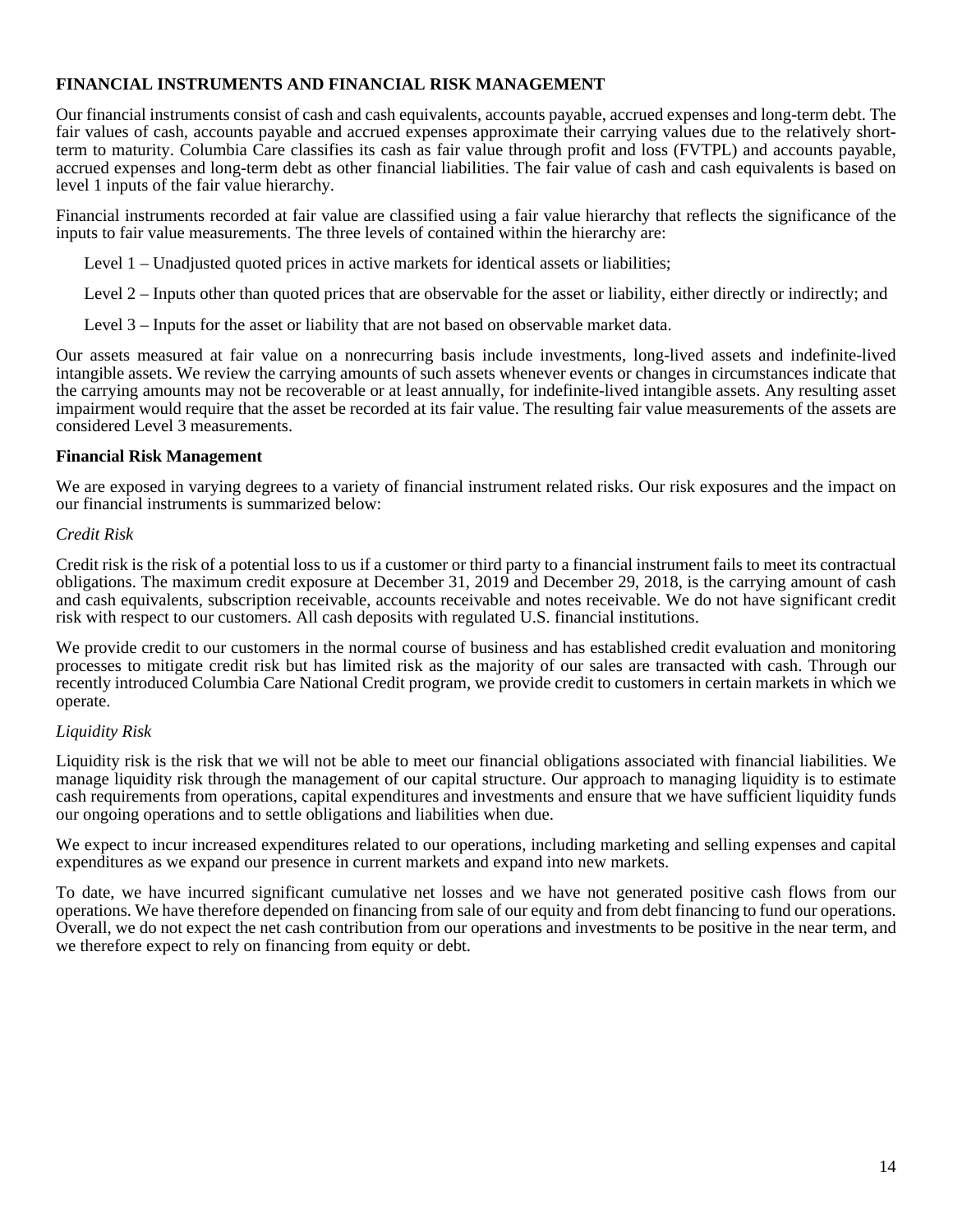## FINANCIAL INSTRUMENTS AND FINANCIAL RISK MANAGEMENT

Our financial instruments consist of cash and cash equivalents, accounts payable, accrued expenses and long-term debt. The fair values of cash, accounts payable and accrued expenses approximate their carrying values due to the relatively short-term to maturity. Columbia Care classifies its cash as fair value through profit and loss (FVTPL) and accounts payable, accrued expenses and long-term debt as other financial liabilities. The fair value of cash and cash equivalents is based on level 1 inputs of the fair value hierarchy.

Financial instruments recorded at fair value are classified using a fair value hierarchy that reflects the significance of the inputs to fair value measurements. The three levels of contained within the hierarchy are:

Level 1 – Unadjusted quoted prices in active markets for identical assets or liabilities;

Level 2 – Inputs other than quoted prices that are observable for the asset or liability, either directly or indirectly; and

Level 3 – Inputs for the asset or liability that are not based on observable market data.

Our assets measured at fair value on a nonrecurring basis include investments, long-lived assets and indefinite-lived intangible assets. We review the carrying amounts of such assets whenever events or changes in circumstances indicate that the carrying amounts may not be recoverable or at least annually, for indefinite-lived intangible assets. Any resulting asset impairment would require that the asset be recorded at its fair value. The resulting fair value measurements of the assets are considered Level 3 measurements.

### Financial Risk Management

We are exposed in varying degrees to a variety of financial instrument related risks. Our risk exposures and the impact on our financial instruments is summarized below:

*Credit Risk*

Credit risk is the risk of a potential loss to us if a customer or third party to a financial instrument fails to meet its contractual obligations. The maximum credit exposure at December 31, 2019 and December 29, 2018, is the carrying amount of cash and cash equivalents, subscription receivable, accounts receivable and notes receivable. We do not have significant credit risk with respect to our customers. All cash deposits with regulated U.S. financial institutions.

We provide credit to our customers in the normal course of business and has established credit evaluation and monitoring processes to mitigate credit risk but has limited risk as the majority of our sales are transacted with cash. Through our recently introduced Columbia Care National Credit program, we provide credit to customers in certain markets in which we operate.

*Liquidity Risk*

Liquidity risk is the risk that we will not be able to meet our financial obligations associated with financial liabilities. We manage liquidity risk through the management of our capital structure. Our approach to managing liquidity is to estimate cash requirements from operations, capital expenditures and investments and ensure that we have sufficient liquidity funds our ongoing operations and to settle obligations and liabilities when due.

We expect to incur increased expenditures related to our operations, including marketing and selling expenses and capital expenditures as we expand our presence in current markets and expand into new markets.

To date, we have incurred significant cumulative net losses and we have not generated positive cash flows from our operations. We have therefore depended on financing from sale of our equity and from debt financing to fund our operations. Overall, we do not expect the net cash contribution from our operations and investments to be positive in the near term, and we therefore expect to rely on financing from equity or debt.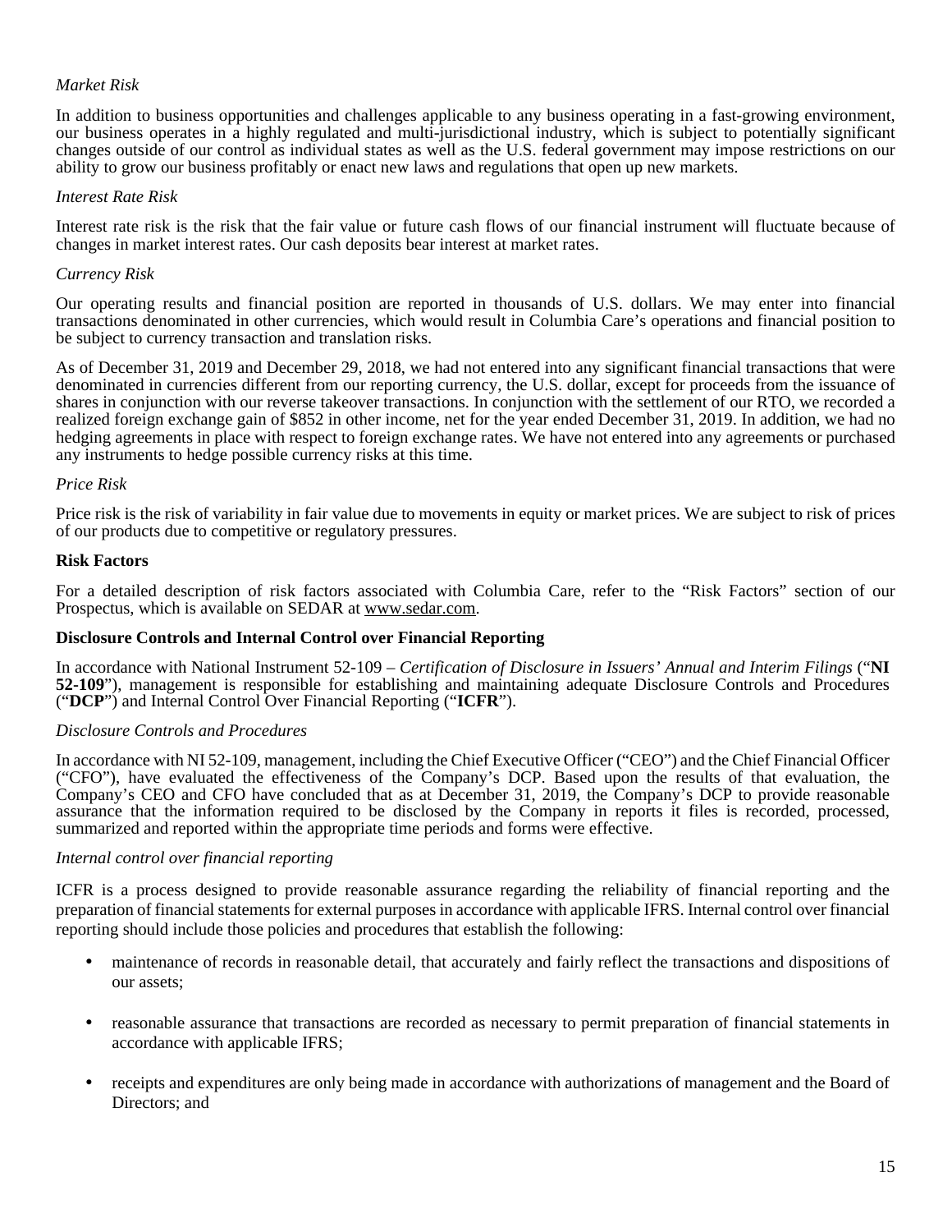*Market Risk*

In addition to business opportunities and challenges applicable to any business operating in a fast-growing environment, our business operates in a highly regulated and multi-jurisdictional industry, which is subject to potentially significant changes outside of our control as individual states as well as the U.S. federal government may impose restrictions on our ability to grow our business profitably or enact new laws and regulations that open up new markets.

*Interest Rate Risk*

Interest rate risk is the risk that the fair value or future cash flows of our financial instrument will fluctuate because of changes in market interest rates. Our cash deposits bear interest at market rates.

*Currency Risk*

Our operating results and financial position are reported in thousands of U.S. dollars. We may enter into financial transactions denominated in other currencies, which would result in Columbia Care's operations and financial position to be subject to currency transaction and translation risks.

As of December 31, 2019 and December 29, 2018, we had not entered into any significant financial transactions that were denominated in currencies different from our reporting currency, the U.S. dollar, except for proceeds from the issuance of shares in conjunction with our reverse takeover transactions. In conjunction with the settlement of our RTO, we recorded a realized foreign exchange gain of $852 in other income, net for the year ended December 31, 2019. In addition, we had no hedging agreements in place with respect to foreign exchange rates. We have not entered into any agreements or purchased any instruments to hedge possible currency risks at this time.

*Price Risk*

Price risk is the risk of variability in fair value due to movements in equity or market prices. We are subject to risk of prices of our products due to competitive or regulatory pressures.

**Risk Factors**

For a detailed description of risk factors associated with Columbia Care, refer to the "Risk Factors" section of our Prospectus, which is available on SEDAR at www.sedar.com.

**Disclosure Controls and Internal Control over Financial Reporting**

In accordance with National Instrument 52-109 – *Certification of Disclosure in Issuers' Annual and Interim Filings* ("**NI 52-109**"), management is responsible for establishing and maintaining adequate Disclosure Controls and Procedures ("**DCP**") and Internal Control Over Financial Reporting ("**ICFR**").

*Disclosure Controls and Procedures*

In accordance with NI 52-109, management, including the Chief Executive Officer ("CEO") and the Chief Financial Officer ("CFO"), have evaluated the effectiveness of the Company's DCP. Based upon the results of that evaluation, the Company's CEO and CFO have concluded that as at December 31, 2019, the Company's DCP to provide reasonable assurance that the information required to be disclosed by the Company in reports it files is recorded, processed, summarized and reported within the appropriate time periods and forms were effective.

*Internal control over financial reporting*

ICFR is a process designed to provide reasonable assurance regarding the reliability of financial reporting and the preparation of financial statements for external purposes in accordance with applicable IFRS. Internal control over financial reporting should include those policies and procedures that establish the following:

- maintenance of records in reasonable detail, that accurately and fairly reflect the transactions and dispositions of our assets;
- reasonable assurance that transactions are recorded as necessary to permit preparation of financial statements in accordance with applicable IFRS;
- receipts and expenditures are only being made in accordance with authorizations of management and the Board of Directors; and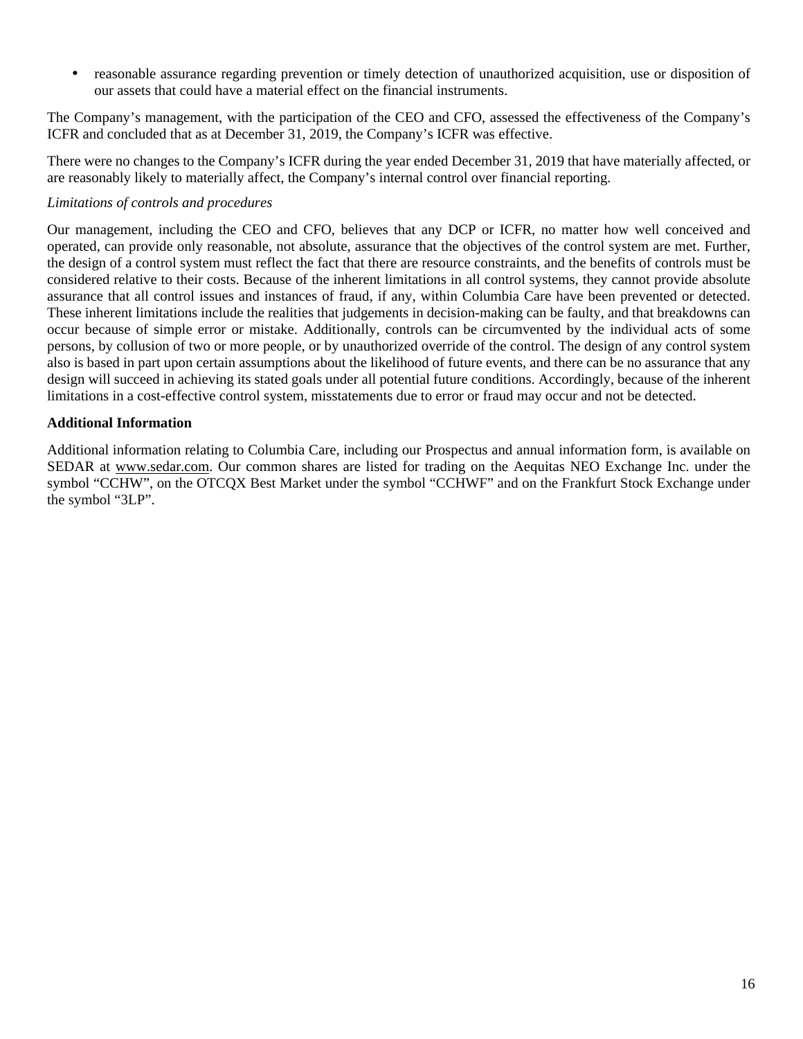- reasonable assurance regarding prevention or timely detection of unauthorized acquisition, use or disposition of our assets that could have a material effect on the financial instruments.

The Company's management, with the participation of the CEO and CFO, assessed the effectiveness of the Company's ICFR and concluded that as at December 31, 2019, the Company's ICFR was effective.

There were no changes to the Company's ICFR during the year ended December 31, 2019 that have materially affected, or are reasonably likely to materially affect, the Company's internal control over financial reporting.

*Limitations of controls and procedures*

Our management, including the CEO and CFO, believes that any DCP or ICFR, no matter how well conceived and operated, can provide only reasonable, not absolute, assurance that the objectives of the control system are met. Further, the design of a control system must reflect the fact that there are resource constraints, and the benefits of controls must be considered relative to their costs. Because of the inherent limitations in all control systems, they cannot provide absolute assurance that all control issues and instances of fraud, if any, within Columbia Care have been prevented or detected. These inherent limitations include the realities that judgements in decision-making can be faulty, and that breakdowns can occur because of simple error or mistake. Additionally, controls can be circumvented by the individual acts of some persons, by collusion of two or more people, or by unauthorized override of the control. The design of any control system also is based in part upon certain assumptions about the likelihood of future events, and there can be no assurance that any design will succeed in achieving its stated goals under all potential future conditions. Accordingly, because of the inherent limitations in a cost-effective control system, misstatements due to error or fraud may occur and not be detected.

**Additional Information**

Additional information relating to Columbia Care, including our Prospectus and annual information form, is available on SEDAR at www.sedar.com. Our common shares are listed for trading on the Aequitas NEO Exchange Inc. under the symbol "CCHW", on the OTCQX Best Market under the symbol "CCHWF" and on the Frankfurt Stock Exchange under the symbol "3LP".